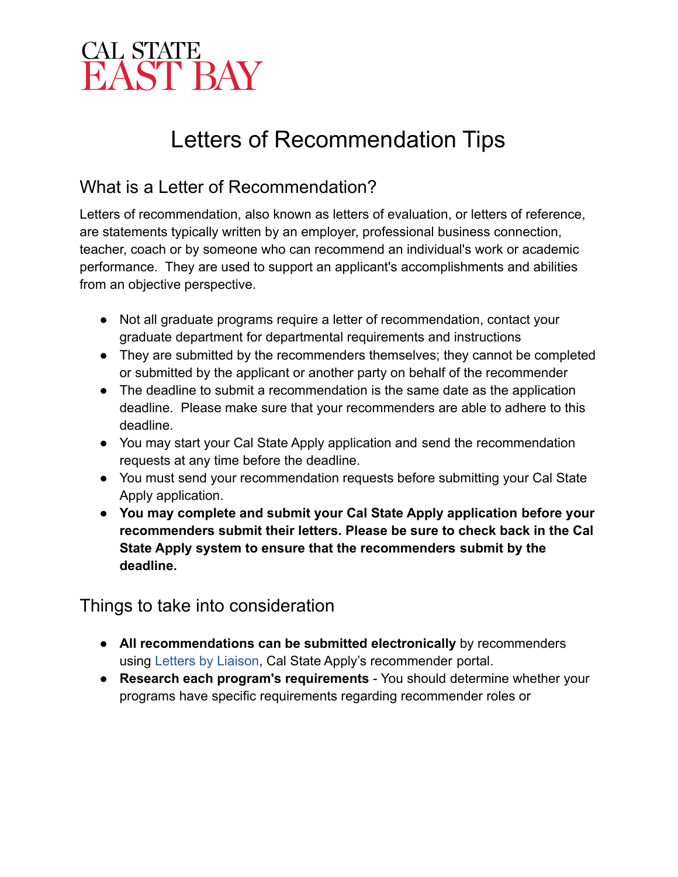CAL STATE
EAST BAY

# Letters of Recommendation Tips

## What is a Letter of Recommendation?

Letters of recommendation, also known as letters of evaluation, or letters of reference, are statements typically written by an employer, professional business connection, teacher, coach or by someone who can recommend an individual's work or academic performance. They are used to support an applicant's accomplishments and abilities from an objective perspective.

- Not all graduate programs require a letter of recommendation, contact your graduate department for departmental requirements and instructions
- They are submitted by the recommenders themselves; they cannot be completed or submitted by the applicant or another party on behalf of the recommender
- The deadline to submit a recommendation is the same date as the application deadline. Please make sure that your recommenders are able to adhere to this deadline.
- You may start your Cal State Apply application and send the recommendation requests at any time before the deadline.
- You must send your recommendation requests before submitting your Cal State Apply application.
- **You may complete and submit your Cal State Apply application before your recommenders submit their letters. Please be sure to check back in the Cal State Apply system to ensure that the recommenders submit by the deadline.**

## Things to take into consideration

- **All recommendations can be submitted electronically** by recommenders using Letters by Liaison, Cal State Apply's recommender portal.
- **Research each program's requirements** - You should determine whether your programs have specific requirements regarding recommender roles or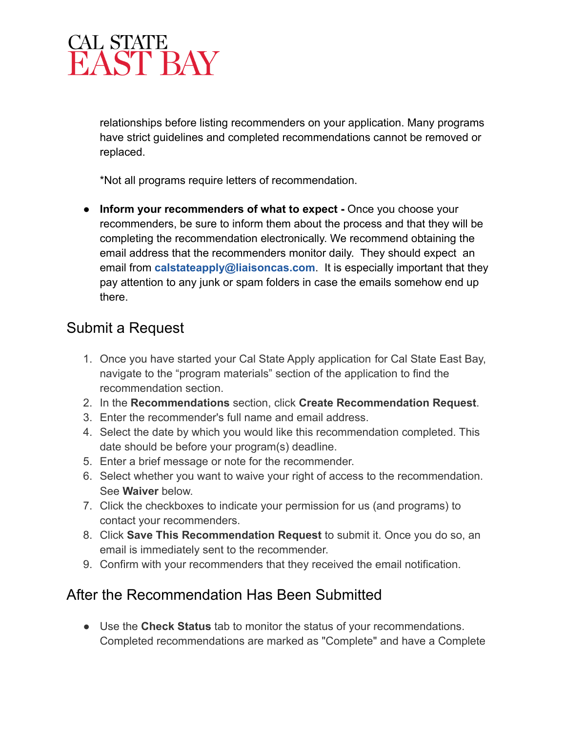relationships before listing recommenders on your application. Many programs have strict guidelines and completed recommendations cannot be removed or replaced.

*Not all programs require letters of recommendation.

- **Inform your recommenders of what to expect -** Once you choose your recommenders, be sure to inform them about the process and that they will be completing the recommendation electronically. We recommend obtaining the email address that the recommenders monitor daily. They should expect an email from **calstateapply@liaisoncas.com**. It is especially important that they pay attention to any junk or spam folders in case the emails somehow end up there.

## Submit a Request

1. Once you have started your Cal State Apply application for Cal State East Bay, navigate to the “program materials” section of the application to find the recommendation section.
2. In the **Recommendations** section, click **Create Recommendation Request**.
3. Enter the recommender's full name and email address.
4. Select the date by which you would like this recommendation completed. This date should be before your program(s) deadline.
5. Enter a brief message or note for the recommender.
6. Select whether you want to waive your right of access to the recommendation. See **Waiver** below.
7. Click the checkboxes to indicate your permission for us (and programs) to contact your recommenders.
8. Click **Save This Recommendation Request** to submit it. Once you do so, an email is immediately sent to the recommender.
9. Confirm with your recommenders that they received the email notification.

## After the Recommendation Has Been Submitted

- Use the **Check Status** tab to monitor the status of your recommendations. Completed recommendations are marked as "Complete" and have a Complete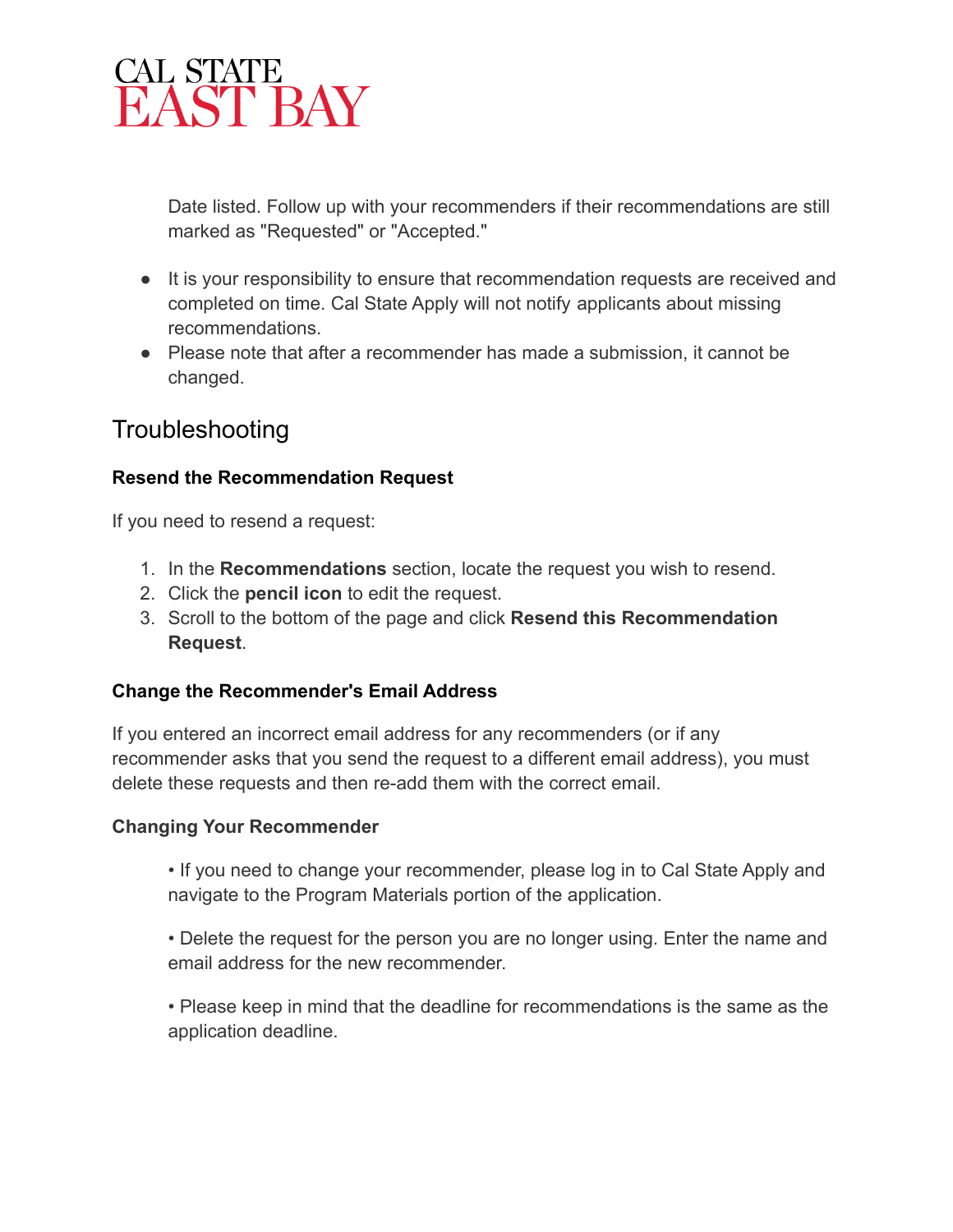Date listed. Follow up with your recommenders if their recommendations are still marked as "Requested" or "Accepted."

- It is your responsibility to ensure that recommendation requests are received and completed on time. Cal State Apply will not notify applicants about missing recommendations.
- Please note that after a recommender has made a submission, it cannot be changed.

## Troubleshooting

**Resend the Recommendation Request**

If you need to resend a request:

1. In the **Recommendations** section, locate the request you wish to resend.
2. Click the **pencil icon** to edit the request.
3. Scroll to the bottom of the page and click **Resend this Recommendation Request**.

**Change the Recommender's Email Address**

If you entered an incorrect email address for any recommenders (or if any recommender asks that you send the request to a different email address), you must delete these requests and then re-add them with the correct email.

**Changing Your Recommender**

• If you need to change your recommender, please log in to Cal State Apply and navigate to the Program Materials portion of the application.

• Delete the request for the person you are no longer using. Enter the name and email address for the new recommender.

• Please keep in mind that the deadline for recommendations is the same as the application deadline.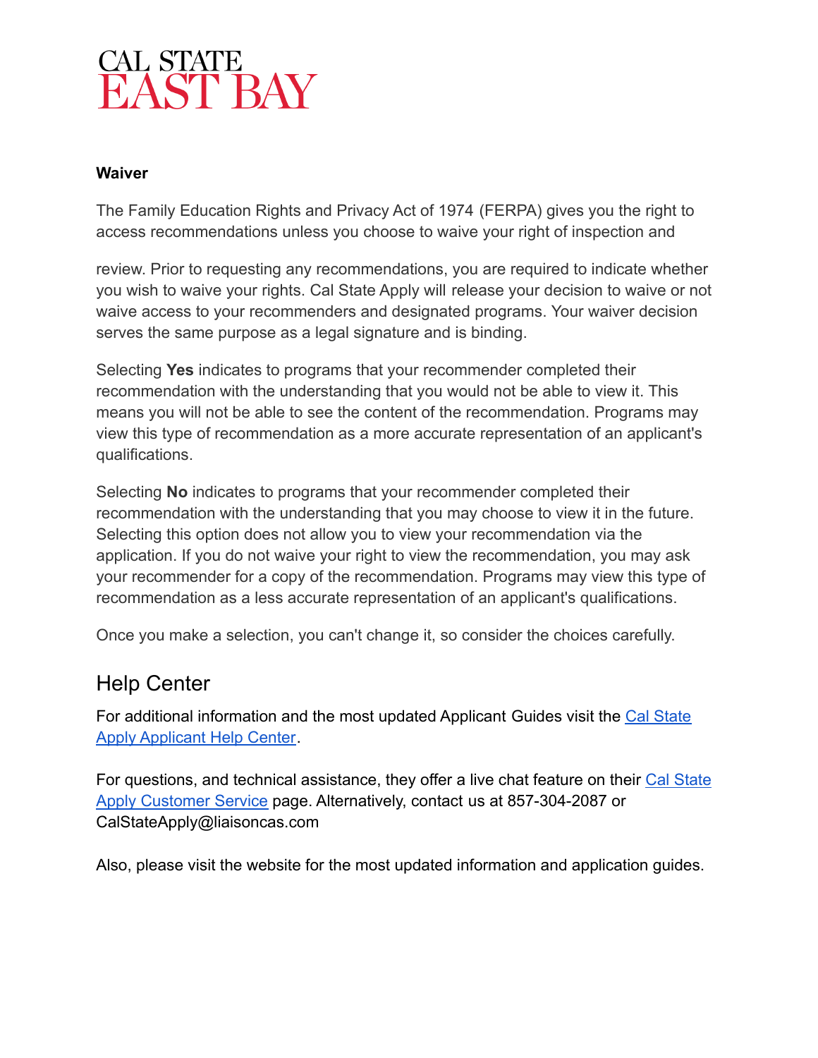CAL STATE
EAST BAY

**Waiver**

The Family Education Rights and Privacy Act of 1974 (FERPA) gives you the right to access recommendations unless you choose to waive your right of inspection and review. Prior to requesting any recommendations, you are required to indicate whether you wish to waive your rights. Cal State Apply will release your decision to waive or not waive access to your recommenders and designated programs. Your waiver decision serves the same purpose as a legal signature and is binding.

Selecting **Yes** indicates to programs that your recommender completed their recommendation with the understanding that you would not be able to view it. This means you will not be able to see the content of the recommendation. Programs may view this type of recommendation as a more accurate representation of an applicant's qualifications.

Selecting **No** indicates to programs that your recommender completed their recommendation with the understanding that you may choose to view it in the future. Selecting this option does not allow you to view your recommendation via the application. If you do not waive your right to view the recommendation, you may ask your recommender for a copy of the recommendation. Programs may view this type of recommendation as a less accurate representation of an applicant's qualifications.

Once you make a selection, you can't change it, so consider the choices carefully.

## Help Center

For additional information and the most updated Applicant Guides visit the Cal State Apply Applicant Help Center.

For questions, and technical assistance, they offer a live chat feature on their Cal State Apply Customer Service page. Alternatively, contact us at 857-304-2087 or CalStateApply@liaisoncas.com

Also, please visit the website for the most updated information and application guides.